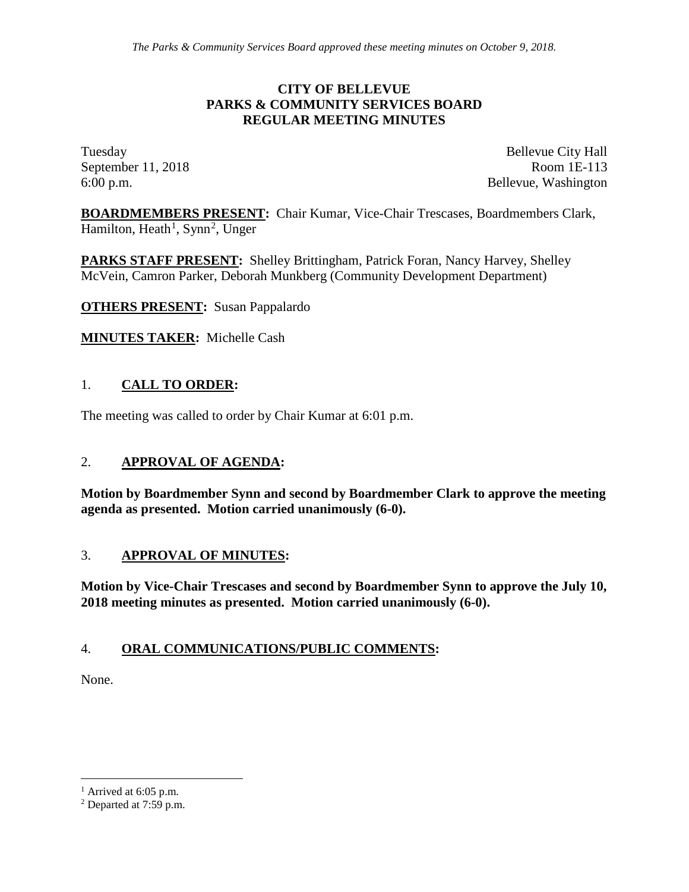*The Parks & Community Services Board approved these meeting minutes on October 9, 2018.*

# CITY OF BELLEVUE
# PARKS & COMMUNITY SERVICES BOARD
# REGULAR MEETING MINUTES

Tuesday
September 11, 2018
6:00 p.m.

Bellevue City Hall
Room 1E-113
Bellevue, Washington

**BOARDMEMBERS PRESENT:** Chair Kumar, Vice-Chair Trescases, Boardmembers Clark, Hamilton, Heath[1], Synn[2], Unger

**PARKS STAFF PRESENT:** Shelley Brittingham, Patrick Foran, Nancy Harvey, Shelley McVein, Camron Parker, Deborah Munkberg (Community Development Department)

**OTHERS PRESENT:** Susan Pappalardo

**MINUTES TAKER:** Michelle Cash

## 1. CALL TO ORDER:

The meeting was called to order by Chair Kumar at 6:01 p.m.

## 2. APPROVAL OF AGENDA:

**Motion by Boardmember Synn and second by Boardmember Clark to approve the meeting agenda as presented. Motion carried unanimously (6-0).**

## 3. APPROVAL OF MINUTES:

**Motion by Vice-Chair Trescases and second by Boardmember Synn to approve the July 10, 2018 meeting minutes as presented. Motion carried unanimously (6-0).**

## 4. ORAL COMMUNICATIONS/PUBLIC COMMENTS:

None.

---

[1] Arrived at 6:05 p.m.

[2] Departed at 7:59 p.m.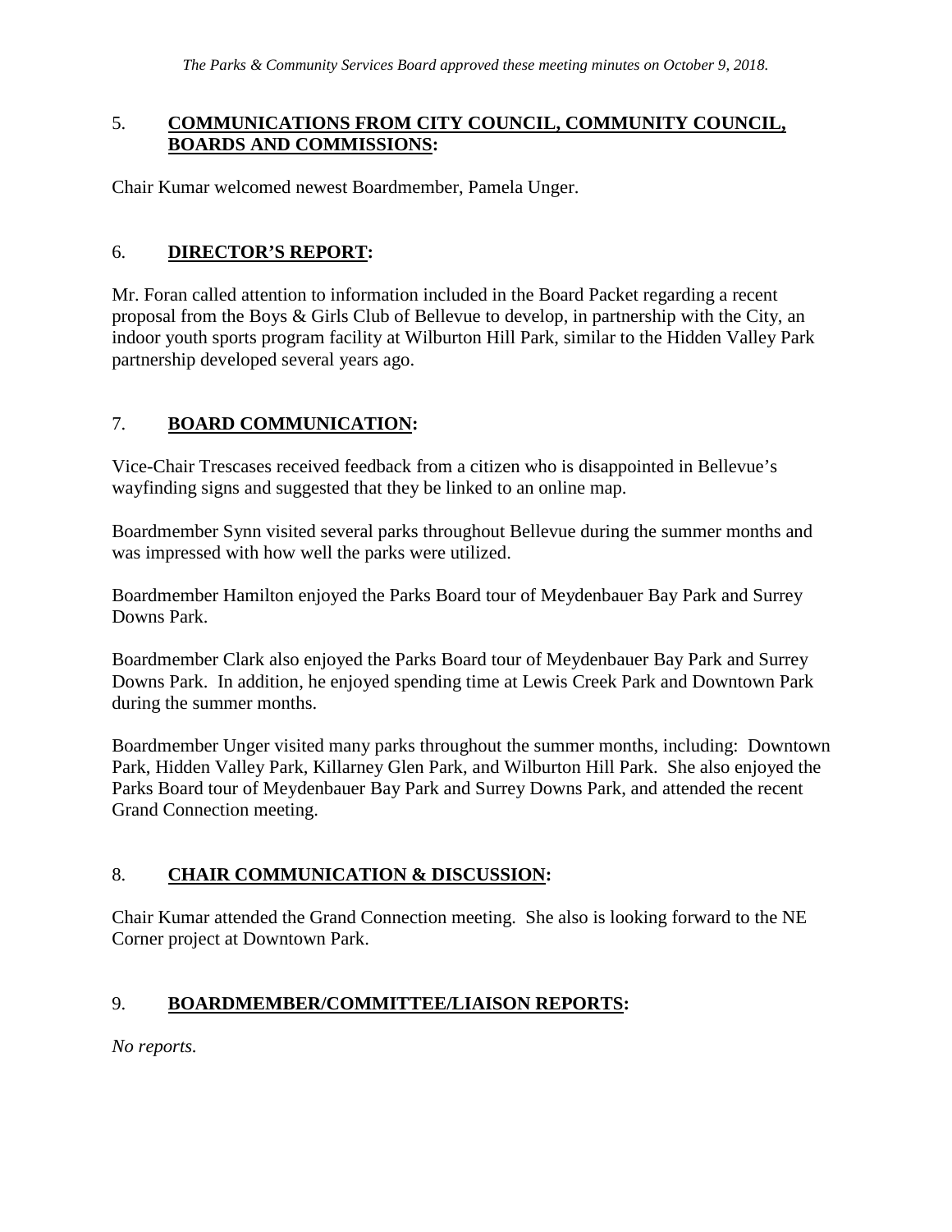*The Parks & Community Services Board approved these meeting minutes on October 9, 2018.*

## 5. **COMMUNICATIONS FROM CITY COUNCIL, COMMUNITY COUNCIL, BOARDS AND COMMISSIONS:**

Chair Kumar welcomed newest Boardmember, Pamela Unger.

## 6. **DIRECTOR'S REPORT:**

Mr. Foran called attention to information included in the Board Packet regarding a recent proposal from the Boys & Girls Club of Bellevue to develop, in partnership with the City, an indoor youth sports program facility at Wilburton Hill Park, similar to the Hidden Valley Park partnership developed several years ago.

## 7. **BOARD COMMUNICATION:**

Vice-Chair Trescases received feedback from a citizen who is disappointed in Bellevue's wayfinding signs and suggested that they be linked to an online map.

Boardmember Synn visited several parks throughout Bellevue during the summer months and was impressed with how well the parks were utilized.

Boardmember Hamilton enjoyed the Parks Board tour of Meydenbauer Bay Park and Surrey Downs Park.

Boardmember Clark also enjoyed the Parks Board tour of Meydenbauer Bay Park and Surrey Downs Park. In addition, he enjoyed spending time at Lewis Creek Park and Downtown Park during the summer months.

Boardmember Unger visited many parks throughout the summer months, including: Downtown Park, Hidden Valley Park, Killarney Glen Park, and Wilburton Hill Park. She also enjoyed the Parks Board tour of Meydenbauer Bay Park and Surrey Downs Park, and attended the recent Grand Connection meeting.

## 8. **CHAIR COMMUNICATION & DISCUSSION:**

Chair Kumar attended the Grand Connection meeting. She also is looking forward to the NE Corner project at Downtown Park.

## 9. **BOARDMEMBER/COMMITTEE/LIAISON REPORTS:**

*No reports.*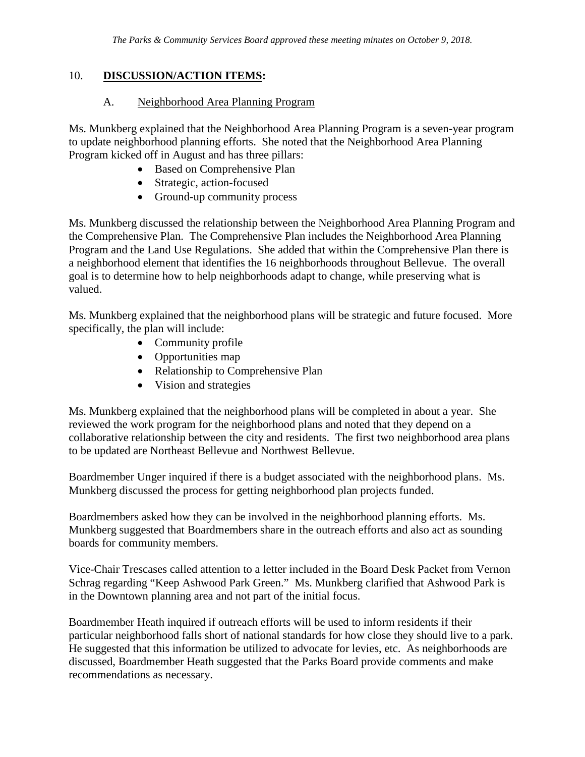*The Parks & Community Services Board approved these meeting minutes on October 9, 2018.*

## 10. **DISCUSSION/ACTION ITEMS:**

### A. Neighborhood Area Planning Program

Ms. Munkberg explained that the Neighborhood Area Planning Program is a seven-year program to update neighborhood planning efforts. She noted that the Neighborhood Area Planning Program kicked off in August and has three pillars:

- Based on Comprehensive Plan
- Strategic, action-focused
- Ground-up community process

Ms. Munkberg discussed the relationship between the Neighborhood Area Planning Program and the Comprehensive Plan. The Comprehensive Plan includes the Neighborhood Area Planning Program and the Land Use Regulations. She added that within the Comprehensive Plan there is a neighborhood element that identifies the 16 neighborhoods throughout Bellevue. The overall goal is to determine how to help neighborhoods adapt to change, while preserving what is valued.

Ms. Munkberg explained that the neighborhood plans will be strategic and future focused. More specifically, the plan will include:

- Community profile
- Opportunities map
- Relationship to Comprehensive Plan
- Vision and strategies

Ms. Munkberg explained that the neighborhood plans will be completed in about a year. She reviewed the work program for the neighborhood plans and noted that they depend on a collaborative relationship between the city and residents. The first two neighborhood area plans to be updated are Northeast Bellevue and Northwest Bellevue.

Boardmember Unger inquired if there is a budget associated with the neighborhood plans. Ms. Munkberg discussed the process for getting neighborhood plan projects funded.

Boardmembers asked how they can be involved in the neighborhood planning efforts. Ms. Munkberg suggested that Boardmembers share in the outreach efforts and also act as sounding boards for community members.

Vice-Chair Trescases called attention to a letter included in the Board Desk Packet from Vernon Schrag regarding "Keep Ashwood Park Green." Ms. Munkberg clarified that Ashwood Park is in the Downtown planning area and not part of the initial focus.

Boardmember Heath inquired if outreach efforts will be used to inform residents if their particular neighborhood falls short of national standards for how close they should live to a park. He suggested that this information be utilized to advocate for levies, etc. As neighborhoods are discussed, Boardmember Heath suggested that the Parks Board provide comments and make recommendations as necessary.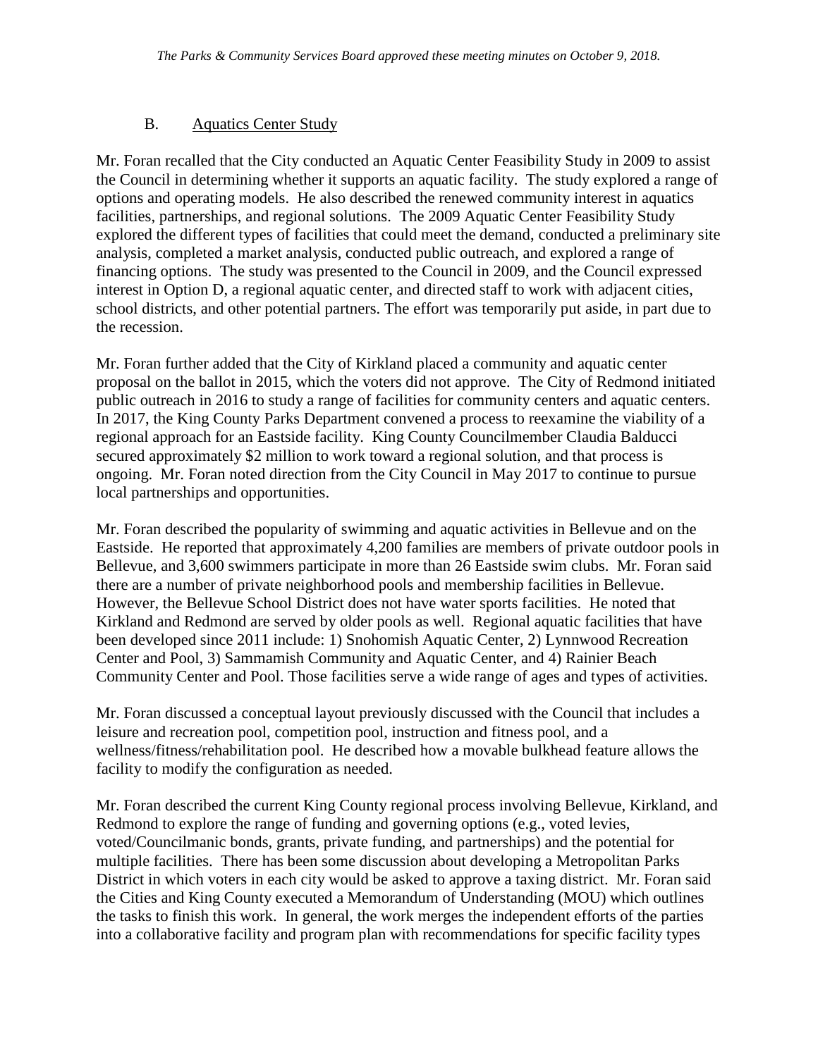### B. Aquatics Center Study

Mr. Foran recalled that the City conducted an Aquatic Center Feasibility Study in 2009 to assist the Council in determining whether it supports an aquatic facility. The study explored a range of options and operating models. He also described the renewed community interest in aquatics facilities, partnerships, and regional solutions. The 2009 Aquatic Center Feasibility Study explored the different types of facilities that could meet the demand, conducted a preliminary site analysis, completed a market analysis, conducted public outreach, and explored a range of financing options. The study was presented to the Council in 2009, and the Council expressed interest in Option D, a regional aquatic center, and directed staff to work with adjacent cities, school districts, and other potential partners. The effort was temporarily put aside, in part due to the recession.

Mr. Foran further added that the City of Kirkland placed a community and aquatic center proposal on the ballot in 2015, which the voters did not approve. The City of Redmond initiated public outreach in 2016 to study a range of facilities for community centers and aquatic centers. In 2017, the King County Parks Department convened a process to reexamine the viability of a regional approach for an Eastside facility. King County Councilmember Claudia Balducci secured approximately \$2 million to work toward a regional solution, and that process is ongoing. Mr. Foran noted direction from the City Council in May 2017 to continue to pursue local partnerships and opportunities.

Mr. Foran described the popularity of swimming and aquatic activities in Bellevue and on the Eastside. He reported that approximately 4,200 families are members of private outdoor pools in Bellevue, and 3,600 swimmers participate in more than 26 Eastside swim clubs. Mr. Foran said there are a number of private neighborhood pools and membership facilities in Bellevue. However, the Bellevue School District does not have water sports facilities. He noted that Kirkland and Redmond are served by older pools as well. Regional aquatic facilities that have been developed since 2011 include: 1) Snohomish Aquatic Center, 2) Lynnwood Recreation Center and Pool, 3) Sammamish Community and Aquatic Center, and 4) Rainier Beach Community Center and Pool. Those facilities serve a wide range of ages and types of activities.

Mr. Foran discussed a conceptual layout previously discussed with the Council that includes a leisure and recreation pool, competition pool, instruction and fitness pool, and a wellness/fitness/rehabilitation pool. He described how a movable bulkhead feature allows the facility to modify the configuration as needed.

Mr. Foran described the current King County regional process involving Bellevue, Kirkland, and Redmond to explore the range of funding and governing options (e.g., voted levies, voted/Councilmanic bonds, grants, private funding, and partnerships) and the potential for multiple facilities. There has been some discussion about developing a Metropolitan Parks District in which voters in each city would be asked to approve a taxing district. Mr. Foran said the Cities and King County executed a Memorandum of Understanding (MOU) which outlines the tasks to finish this work. In general, the work merges the independent efforts of the parties into a collaborative facility and program plan with recommendations for specific facility types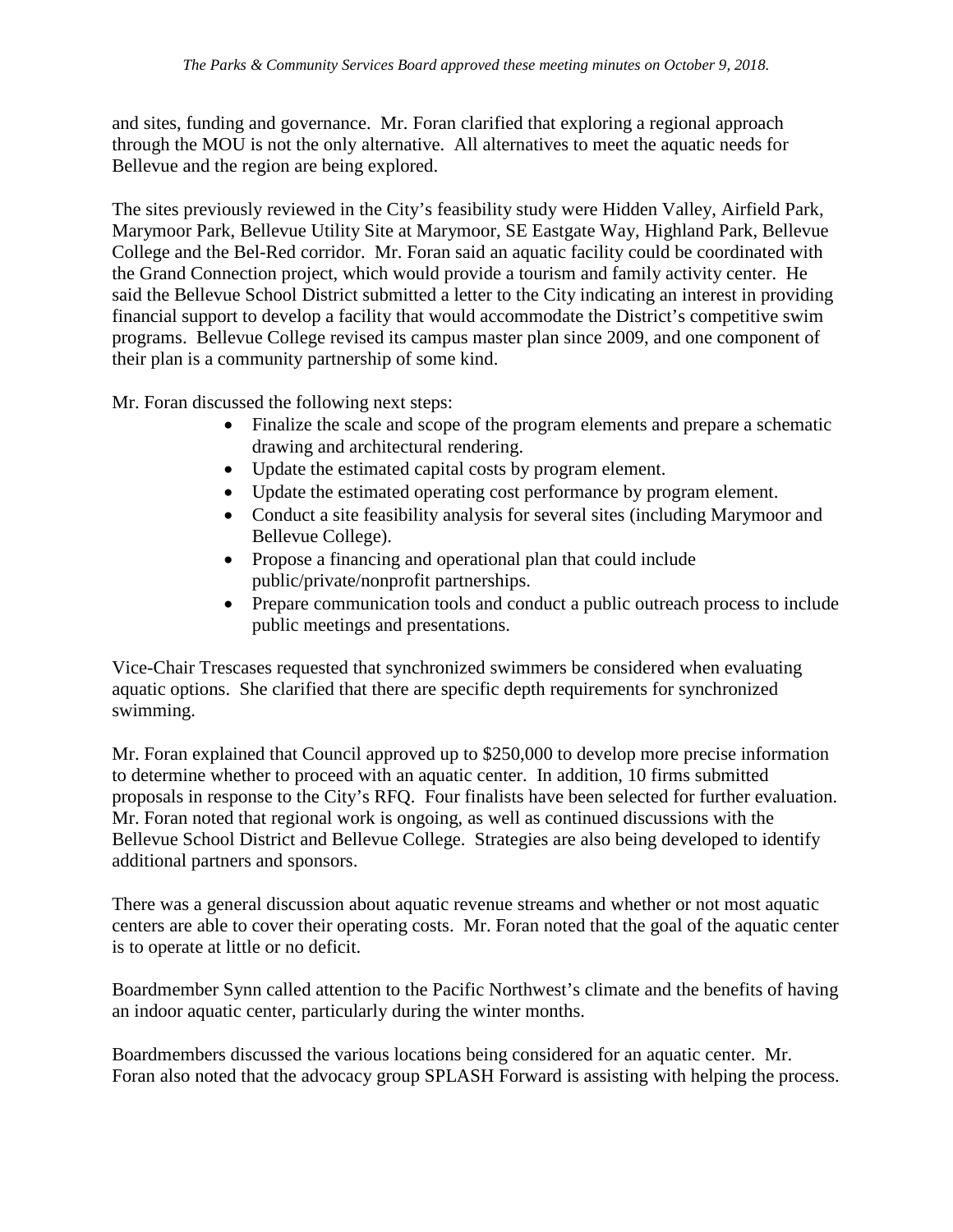and sites, funding and governance. Mr. Foran clarified that exploring a regional approach through the MOU is not the only alternative. All alternatives to meet the aquatic needs for Bellevue and the region are being explored.

The sites previously reviewed in the City's feasibility study were Hidden Valley, Airfield Park, Marymoor Park, Bellevue Utility Site at Marymoor, SE Eastgate Way, Highland Park, Bellevue College and the Bel-Red corridor. Mr. Foran said an aquatic facility could be coordinated with the Grand Connection project, which would provide a tourism and family activity center. He said the Bellevue School District submitted a letter to the City indicating an interest in providing financial support to develop a facility that would accommodate the District's competitive swim programs. Bellevue College revised its campus master plan since 2009, and one component of their plan is a community partnership of some kind.

Mr. Foran discussed the following next steps:

- Finalize the scale and scope of the program elements and prepare a schematic drawing and architectural rendering.
- Update the estimated capital costs by program element.
- Update the estimated operating cost performance by program element.
- Conduct a site feasibility analysis for several sites (including Marymoor and Bellevue College).
- Propose a financing and operational plan that could include public/private/nonprofit partnerships.
- Prepare communication tools and conduct a public outreach process to include public meetings and presentations.

Vice-Chair Trescases requested that synchronized swimmers be considered when evaluating aquatic options. She clarified that there are specific depth requirements for synchronized swimming.

Mr. Foran explained that Council approved up to $250,000 to develop more precise information to determine whether to proceed with an aquatic center. In addition, 10 firms submitted proposals in response to the City's RFQ. Four finalists have been selected for further evaluation. Mr. Foran noted that regional work is ongoing, as well as continued discussions with the Bellevue School District and Bellevue College. Strategies are also being developed to identify additional partners and sponsors.

There was a general discussion about aquatic revenue streams and whether or not most aquatic centers are able to cover their operating costs. Mr. Foran noted that the goal of the aquatic center is to operate at little or no deficit.

Boardmember Synn called attention to the Pacific Northwest's climate and the benefits of having an indoor aquatic center, particularly during the winter months.

Boardmembers discussed the various locations being considered for an aquatic center. Mr. Foran also noted that the advocacy group SPLASH Forward is assisting with helping the process.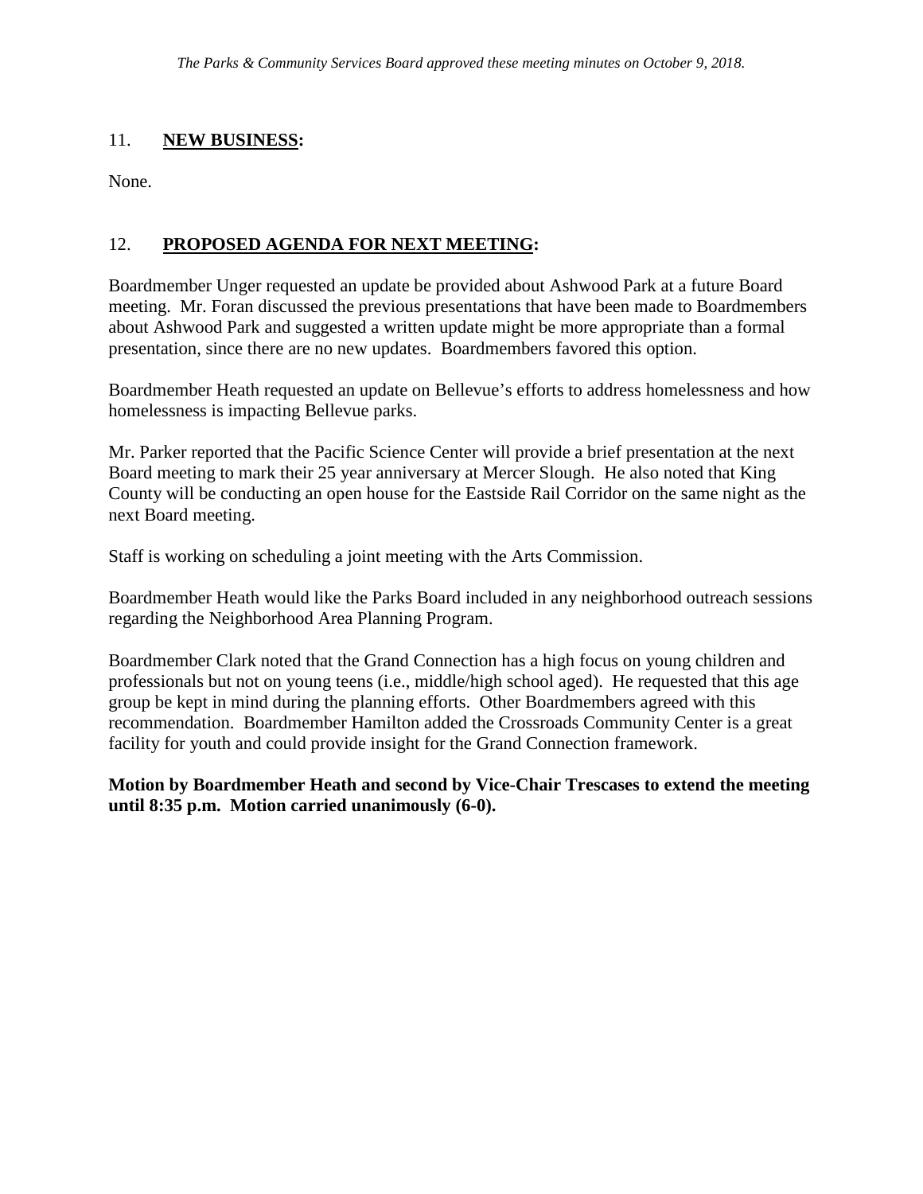*The Parks & Community Services Board approved these meeting minutes on October 9, 2018.*

## 11. **NEW BUSINESS:**

None.

## 12. **PROPOSED AGENDA FOR NEXT MEETING:**

Boardmember Unger requested an update be provided about Ashwood Park at a future Board meeting. Mr. Foran discussed the previous presentations that have been made to Boardmembers about Ashwood Park and suggested a written update might be more appropriate than a formal presentation, since there are no new updates. Boardmembers favored this option.

Boardmember Heath requested an update on Bellevue's efforts to address homelessness and how homelessness is impacting Bellevue parks.

Mr. Parker reported that the Pacific Science Center will provide a brief presentation at the next Board meeting to mark their 25 year anniversary at Mercer Slough. He also noted that King County will be conducting an open house for the Eastside Rail Corridor on the same night as the next Board meeting.

Staff is working on scheduling a joint meeting with the Arts Commission.

Boardmember Heath would like the Parks Board included in any neighborhood outreach sessions regarding the Neighborhood Area Planning Program.

Boardmember Clark noted that the Grand Connection has a high focus on young children and professionals but not on young teens (i.e., middle/high school aged). He requested that this age group be kept in mind during the planning efforts. Other Boardmembers agreed with this recommendation. Boardmember Hamilton added the Crossroads Community Center is a great facility for youth and could provide insight for the Grand Connection framework.

**Motion by Boardmember Heath and second by Vice-Chair Trescases to extend the meeting until 8:35 p.m. Motion carried unanimously (6-0).**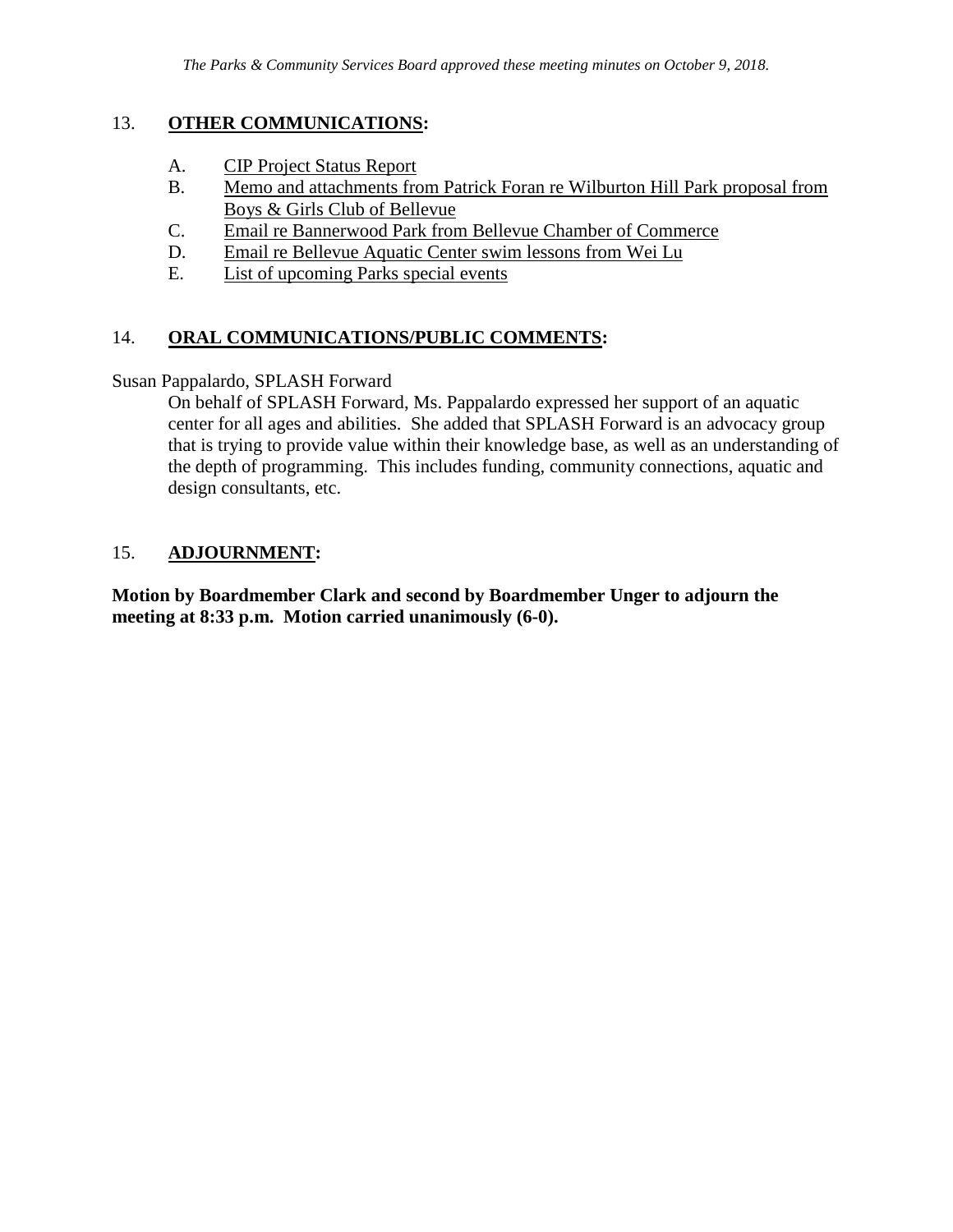*The Parks & Community Services Board approved these meeting minutes on October 9, 2018.*

## 13. OTHER COMMUNICATIONS:

A. CIP Project Status Report
B. Memo and attachments from Patrick Foran re Wilburton Hill Park proposal from Boys & Girls Club of Bellevue
C. Email re Bannerwood Park from Bellevue Chamber of Commerce
D. Email re Bellevue Aquatic Center swim lessons from Wei Lu
E. List of upcoming Parks special events

## 14. ORAL COMMUNICATIONS/PUBLIC COMMENTS:

Susan Pappalardo, SPLASH Forward

On behalf of SPLASH Forward, Ms. Pappalardo expressed her support of an aquatic center for all ages and abilities. She added that SPLASH Forward is an advocacy group that is trying to provide value within their knowledge base, as well as an understanding of the depth of programming. This includes funding, community connections, aquatic and design consultants, etc.

## 15. ADJOURNMENT:

**Motion by Boardmember Clark and second by Boardmember Unger to adjourn the meeting at 8:33 p.m. Motion carried unanimously (6-0).**